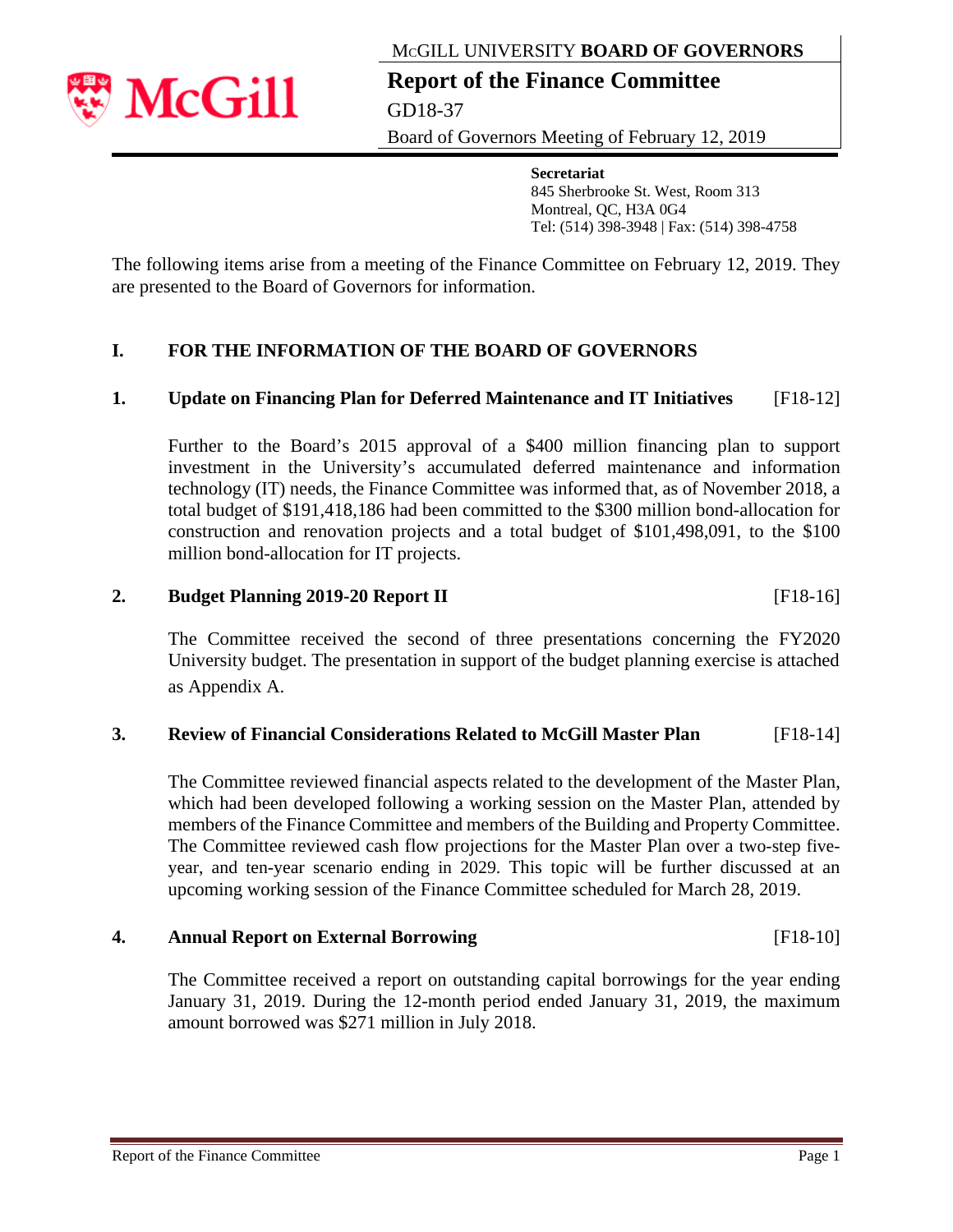McGILL UNIVERSITY **BOARD OF GOVERNORS**

# Report of the Finance Committee

GD18-37

Board of Governors Meeting of February 12, 2019

**Secretariat**
845 Sherbrooke St. West, Room 313
Montreal, QC, H3A 0G4
Tel: (514) 398-3948 | Fax: (514) 398-4758

The following items arise from a meeting of the Finance Committee on February 12, 2019. They are presented to the Board of Governors for information.

## I. FOR THE INFORMATION OF THE BOARD OF GOVERNORS

### 1. Update on Financing Plan for Deferred Maintenance and IT Initiatives [F18-12]

Further to the Board's 2015 approval of a $400 million financing plan to support investment in the University's accumulated deferred maintenance and information technology (IT) needs, the Finance Committee was informed that, as of November 2018, a total budget of $191,418,186 had been committed to the $300 million bond-allocation for construction and renovation projects and a total budget of $101,498,091, to the $100 million bond-allocation for IT projects.

### 2. Budget Planning 2019-20 Report II [F18-16]

The Committee received the second of three presentations concerning the FY2020 University budget. The presentation in support of the budget planning exercise is attached as Appendix A.

### 3. Review of Financial Considerations Related to McGill Master Plan [F18-14]

The Committee reviewed financial aspects related to the development of the Master Plan, which had been developed following a working session on the Master Plan, attended by members of the Finance Committee and members of the Building and Property Committee. The Committee reviewed cash flow projections for the Master Plan over a two-step five-year, and ten-year scenario ending in 2029. This topic will be further discussed at an upcoming working session of the Finance Committee scheduled for March 28, 2019.

### 4. Annual Report on External Borrowing [F18-10]

The Committee received a report on outstanding capital borrowings for the year ending January 31, 2019. During the 12-month period ended January 31, 2019, the maximum amount borrowed was $271 million in July 2018.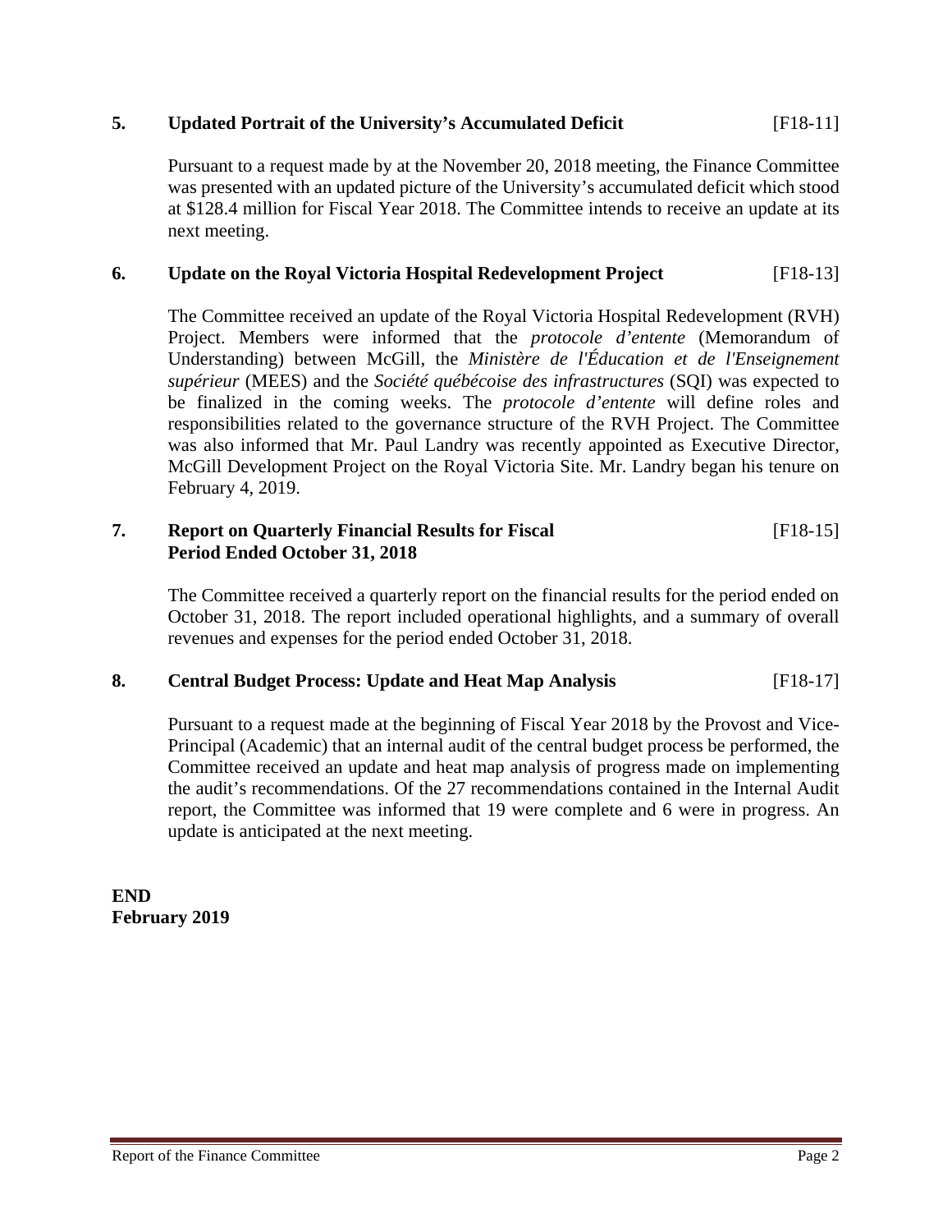## 5. Updated Portrait of the University's Accumulated Deficit [F18-11]

Pursuant to a request made by at the November 20, 2018 meeting, the Finance Committee was presented with an updated picture of the University's accumulated deficit which stood at $128.4 million for Fiscal Year 2018. The Committee intends to receive an update at its next meeting.

## 6. Update on the Royal Victoria Hospital Redevelopment Project [F18-13]

The Committee received an update of the Royal Victoria Hospital Redevelopment (RVH) Project. Members were informed that the *protocole d'entente* (Memorandum of Understanding) between McGill, the *Ministère de l'Éducation et de l'Enseignement supérieur* (MEES) and the *Société québécoise des infrastructures* (SQI) was expected to be finalized in the coming weeks. The *protocole d'entente* will define roles and responsibilities related to the governance structure of the RVH Project. The Committee was also informed that Mr. Paul Landry was recently appointed as Executive Director, McGill Development Project on the Royal Victoria Site. Mr. Landry began his tenure on February 4, 2019.

## 7. Report on Quarterly Financial Results for Fiscal Period Ended October 31, 2018 [F18-15]

The Committee received a quarterly report on the financial results for the period ended on October 31, 2018. The report included operational highlights, and a summary of overall revenues and expenses for the period ended October 31, 2018.

## 8. Central Budget Process: Update and Heat Map Analysis [F18-17]

Pursuant to a request made at the beginning of Fiscal Year 2018 by the Provost and Vice-Principal (Academic) that an internal audit of the central budget process be performed, the Committee received an update and heat map analysis of progress made on implementing the audit's recommendations. Of the 27 recommendations contained in the Internal Audit report, the Committee was informed that 19 were complete and 6 were in progress. An update is anticipated at the next meeting.

**END**
**February 2019**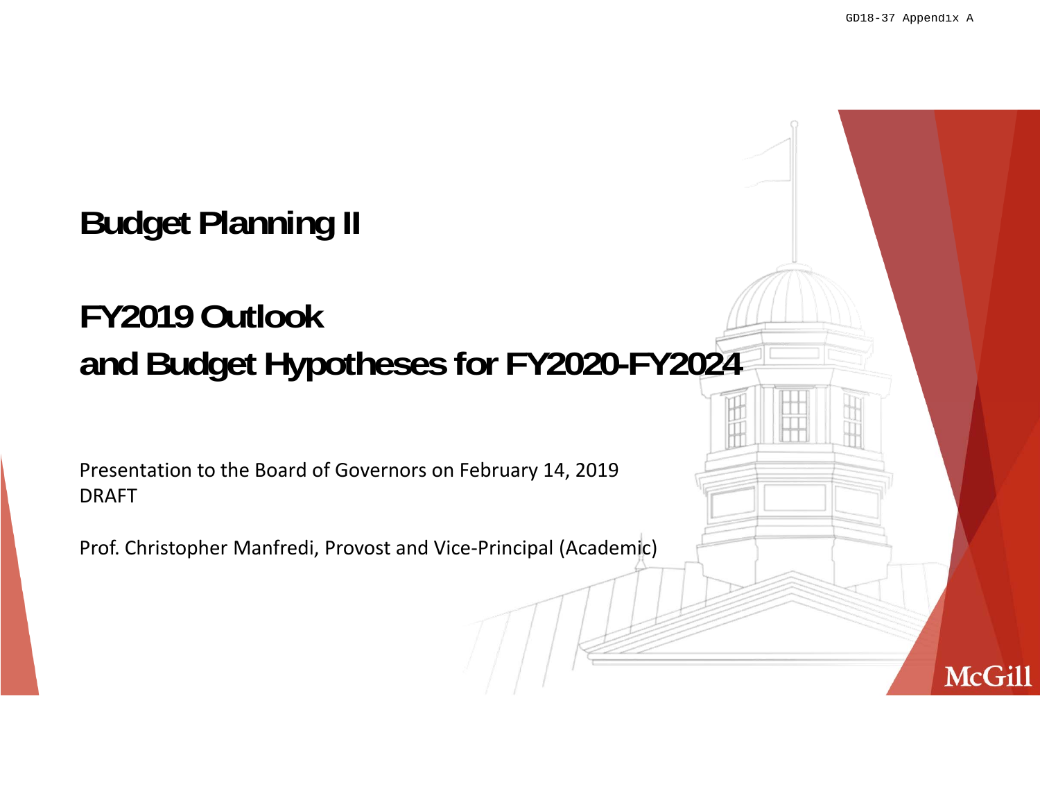GD18-37 Appendix A

# Budget Planning II

# FY2019 Outlook
# and Budget Hypotheses for FY2020-FY2024

Presentation to the Board of Governors on February 14, 2019
DRAFT

Prof. Christopher Manfredi, Provost and Vice-Principal (Academic)

McGill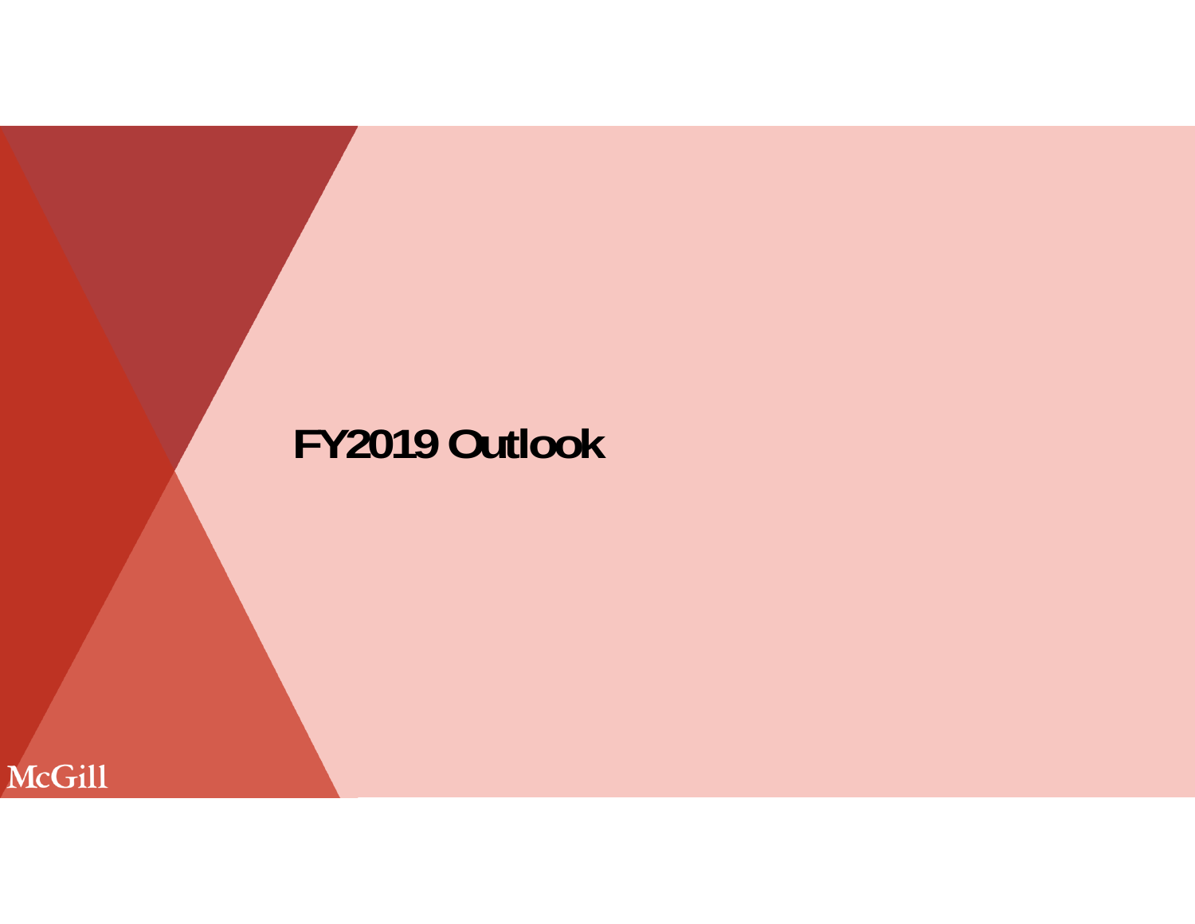# FY2019 Outlook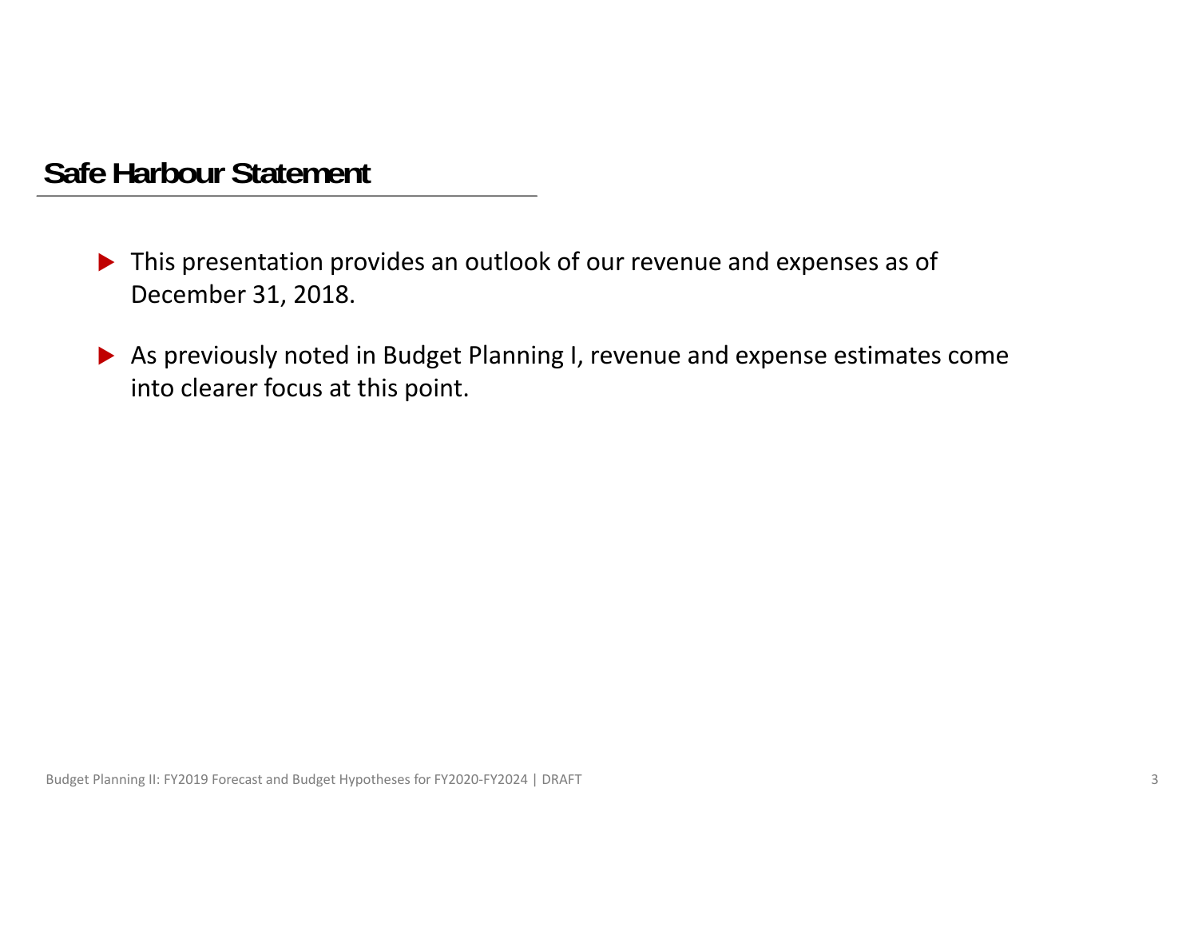## Safe Harbour Statement

- This presentation provides an outlook of our revenue and expenses as of December 31, 2018.
- As previously noted in Budget Planning I, revenue and expense estimates come into clearer focus at this point.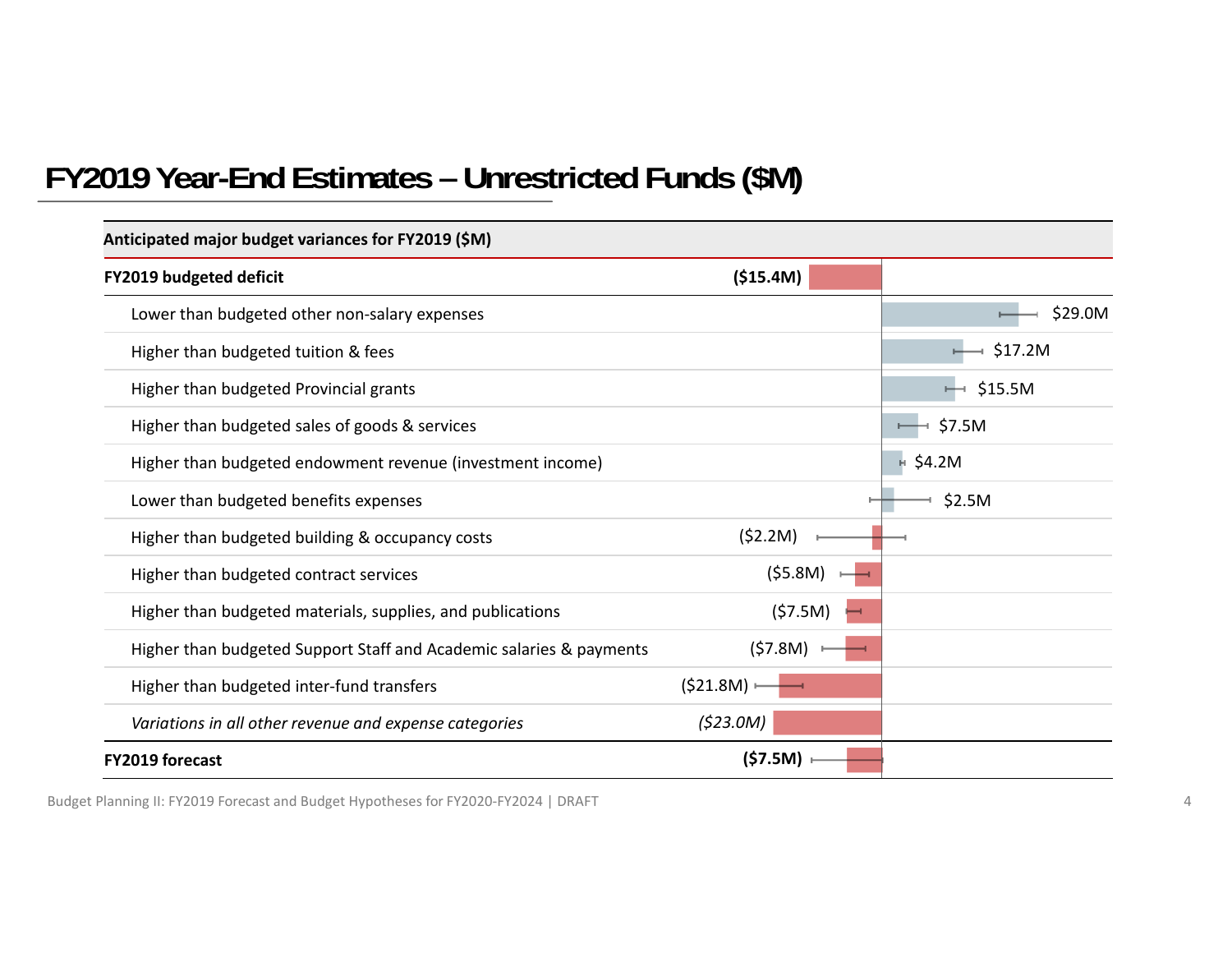# FY2019 Year-End Estimates – Unrestricted Funds ($M)

| Anticipated major budget variances for FY2019 ($M) | |
|---|---|
| **FY2019 budgeted deficit** | **($15.4M)** |
| Lower than budgeted other non-salary expenses | $29.0M |
| Higher than budgeted tuition & fees | $17.2M |
| Higher than budgeted Provincial grants | $15.5M |
| Higher than budgeted sales of goods & services | $7.5M |
| Higher than budgeted endowment revenue (investment income) | $4.2M |
| Lower than budgeted benefits expenses | $2.5M |
| Higher than budgeted building & occupancy costs | ($2.2M) |
| Higher than budgeted contract services | ($5.8M) |
| Higher than budgeted materials, supplies, and publications | ($7.5M) |
| Higher than budgeted Support Staff and Academic salaries & payments | ($7.8M) |
| Higher than budgeted inter-fund transfers | ($21.8M) |
| *Variations in all other revenue and expense categories* | *($23.0M)* |
| **FY2019 forecast** | **($7.5M)** |

Budget Planning II: FY2019 Forecast and Budget Hypotheses for FY2020-FY2024 | DRAFT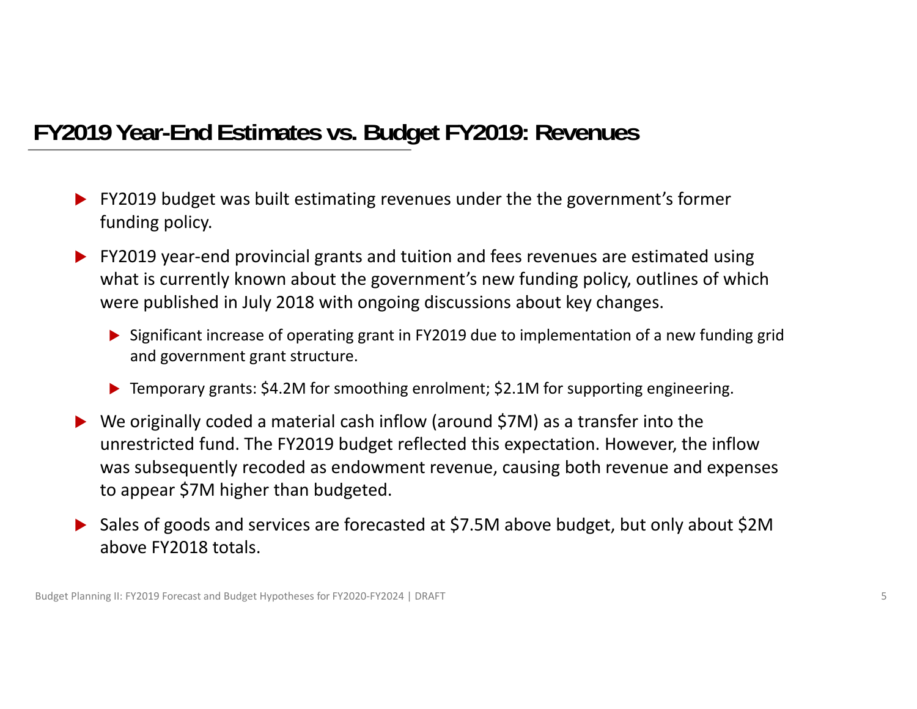## FY2019 Year-End Estimates vs. Budget FY2019: Revenues

- FY2019 budget was built estimating revenues under the the government's former funding policy.
- FY2019 year-end provincial grants and tuition and fees revenues are estimated using what is currently known about the government's new funding policy, outlines of which were published in July 2018 with ongoing discussions about key changes.
  - Significant increase of operating grant in FY2019 due to implementation of a new funding grid and government grant structure.
  - Temporary grants: $4.2M for smoothing enrolment; $2.1M for supporting engineering.
- We originally coded a material cash inflow (around $7M) as a transfer into the unrestricted fund. The FY2019 budget reflected this expectation. However, the inflow was subsequently recoded as endowment revenue, causing both revenue and expenses to appear $7M higher than budgeted.
- Sales of goods and services are forecasted at $7.5M above budget, but only about $2M above FY2018 totals.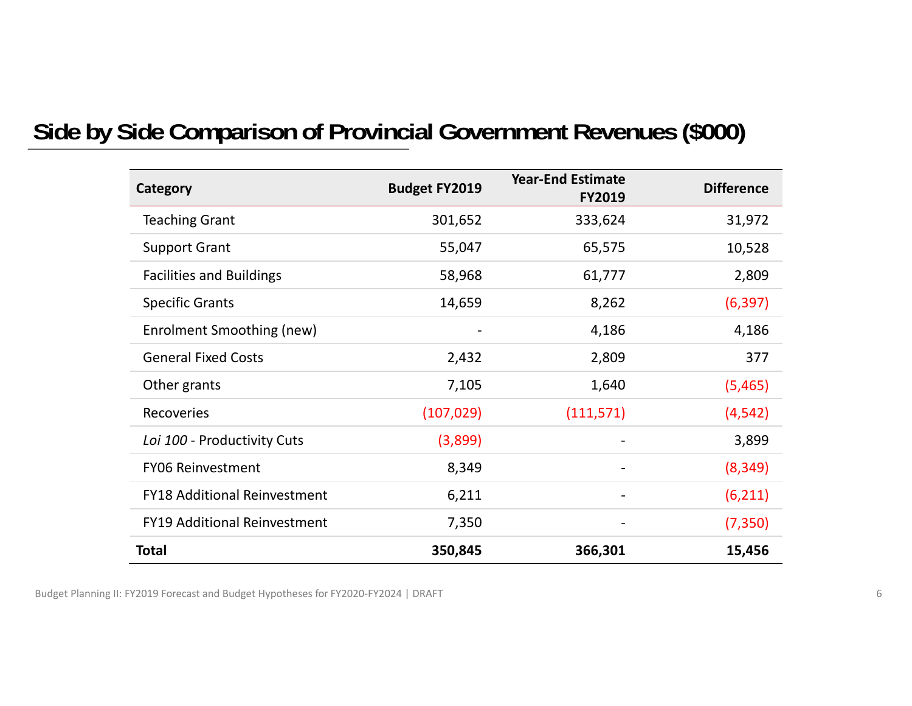## Side by Side Comparison of Provincial Government Revenues ($000)

| Category | Budget FY2019 | Year-End Estimate FY2019 | Difference |
|---|---|---|---|
| Teaching Grant | 301,652 | 333,624 | 31,972 |
| Support Grant | 55,047 | 65,575 | 10,528 |
| Facilities and Buildings | 58,968 | 61,777 | 2,809 |
| Specific Grants | 14,659 | 8,262 | (6,397) |
| Enrolment Smoothing (new) | - | 4,186 | 4,186 |
| General Fixed Costs | 2,432 | 2,809 | 377 |
| Other grants | 7,105 | 1,640 | (5,465) |
| Recoveries | (107,029) | (111,571) | (4,542) |
| *Loi 100* - Productivity Cuts | (3,899) | - | 3,899 |
| FY06 Reinvestment | 8,349 | - | (8,349) |
| FY18 Additional Reinvestment | 6,211 | - | (6,211) |
| FY19 Additional Reinvestment | 7,350 | - | (7,350) |
| **Total** | **350,845** | **366,301** | **15,456** |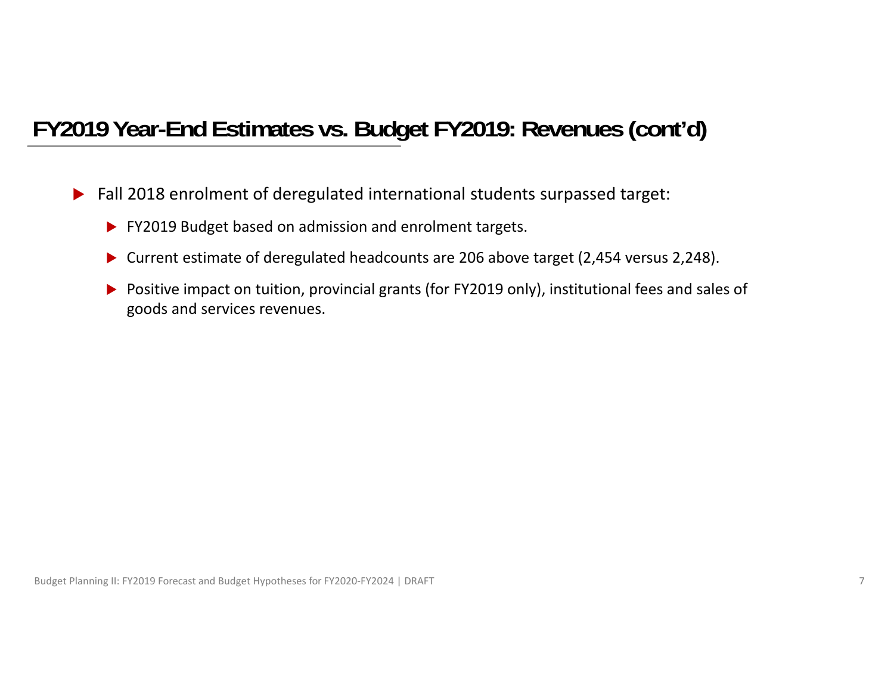## FY2019 Year-End Estimates vs. Budget FY2019: Revenues (cont'd)

- Fall 2018 enrolment of deregulated international students surpassed target:
  - FY2019 Budget based on admission and enrolment targets.
  - Current estimate of deregulated headcounts are 206 above target (2,454 versus 2,248).
  - Positive impact on tuition, provincial grants (for FY2019 only), institutional fees and sales of goods and services revenues.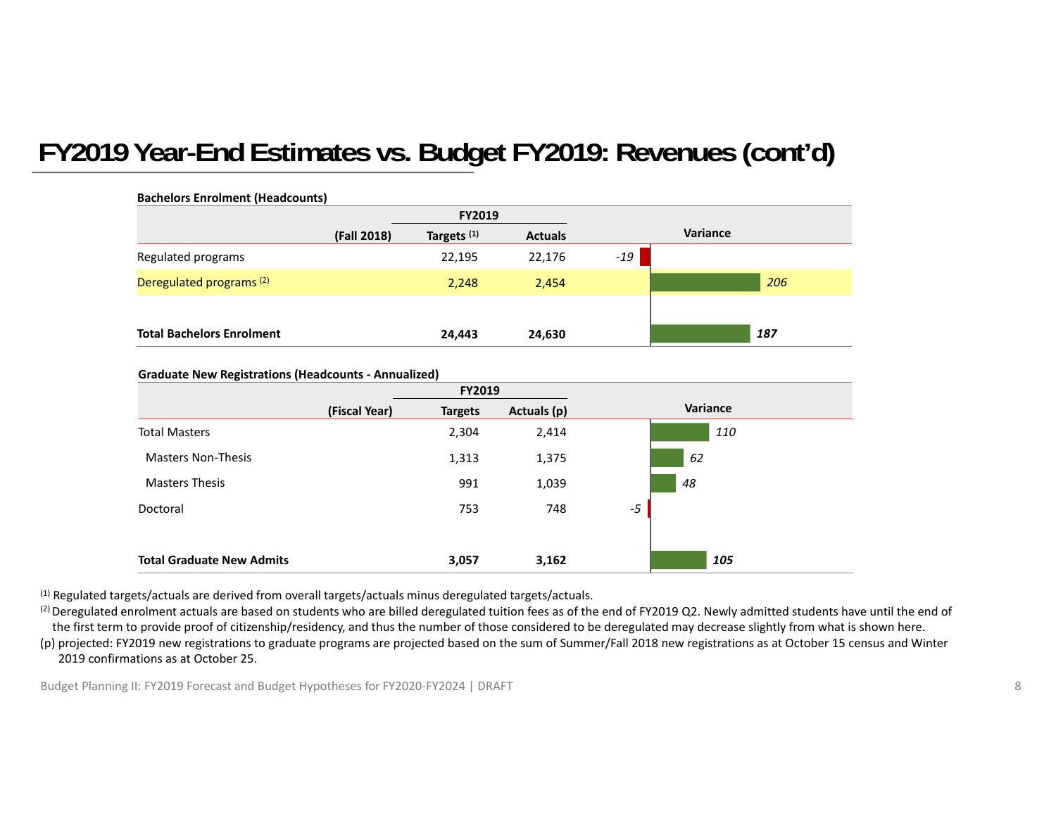# FY2019 Year-End Estimates vs. Budget FY2019: Revenues (cont'd)

**Bachelors Enrolment (Headcounts)**

| (Fall 2018) | FY2019 Targets [1] | FY2019 Actuals | Variance |
|---|---|---|---|
| Regulated programs | 22,195 | 22,176 | *-19* |
| Deregulated programs [2] | 2,248 | 2,454 | *206* |
| **Total Bachelors Enrolment** | **24,443** | **24,630** | ***187*** |

**Graduate New Registrations (Headcounts - Annualized)**

| (Fiscal Year) | FY2019 Targets | FY2019 Actuals (p) | Variance |
|---|---|---|---|
| Total Masters | 2,304 | 2,414 | *110* |
| Masters Non-Thesis | 1,313 | 1,375 | *62* |
| Masters Thesis | 991 | 1,039 | *48* |
| Doctoral | 753 | 748 | *-5* |
| **Total Graduate New Admits** | **3,057** | **3,162** | ***105*** |

[1] Regulated targets/actuals are derived from overall targets/actuals minus deregulated targets/actuals.

[2] Deregulated enrolment actuals are based on students who are billed deregulated tuition fees as of the end of FY2019 Q2. Newly admitted students have until the end of the first term to provide proof of citizenship/residency, and thus the number of those considered to be deregulated may decrease slightly from what is shown here.

(p) projected: FY2019 new registrations to graduate programs are projected based on the sum of Summer/Fall 2018 new registrations as at October 15 census and Winter 2019 confirmations as at October 25.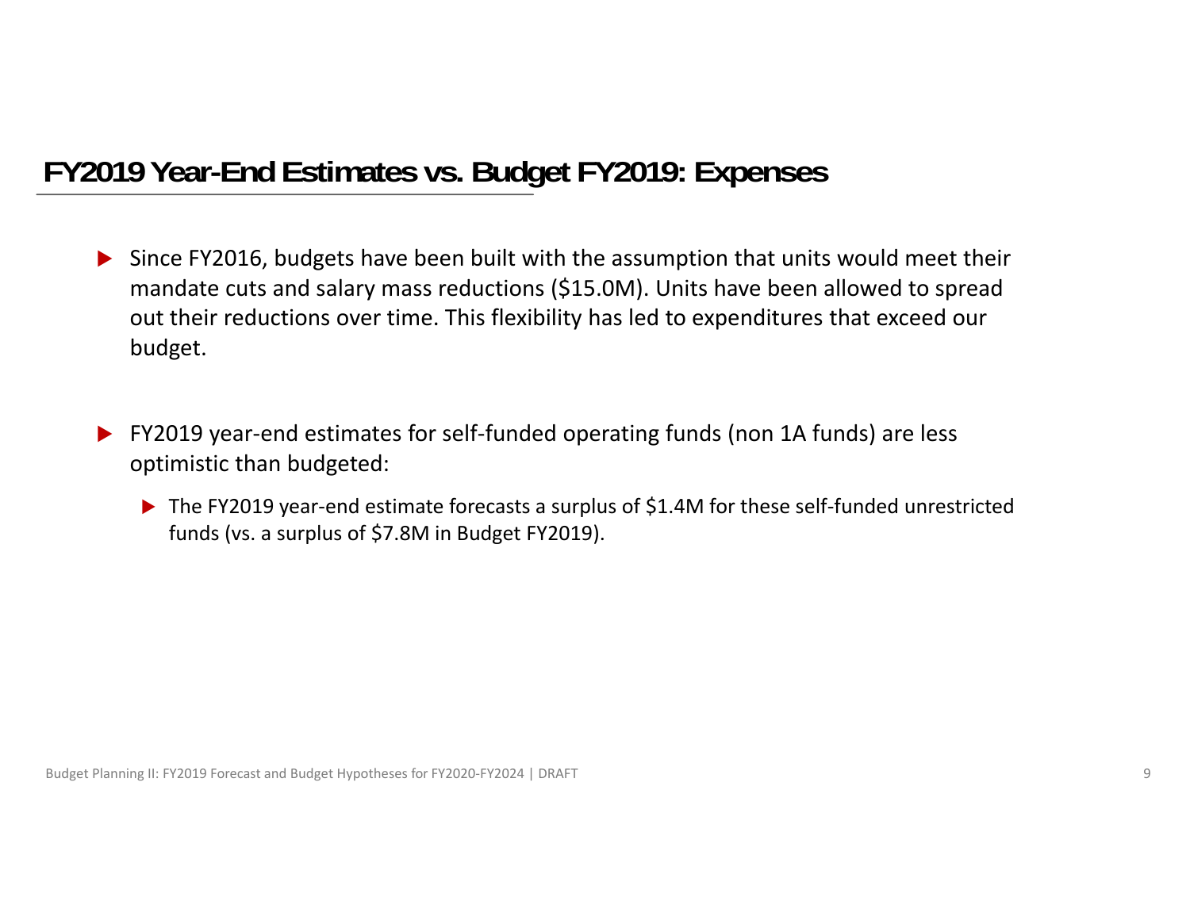## FY2019 Year-End Estimates vs. Budget FY2019: Expenses

- Since FY2016, budgets have been built with the assumption that units would meet their mandate cuts and salary mass reductions ($15.0M). Units have been allowed to spread out their reductions over time. This flexibility has led to expenditures that exceed our budget.

- FY2019 year-end estimates for self-funded operating funds (non 1A funds) are less optimistic than budgeted:
  - The FY2019 year-end estimate forecasts a surplus of $1.4M for these self-funded unrestricted funds (vs. a surplus of $7.8M in Budget FY2019).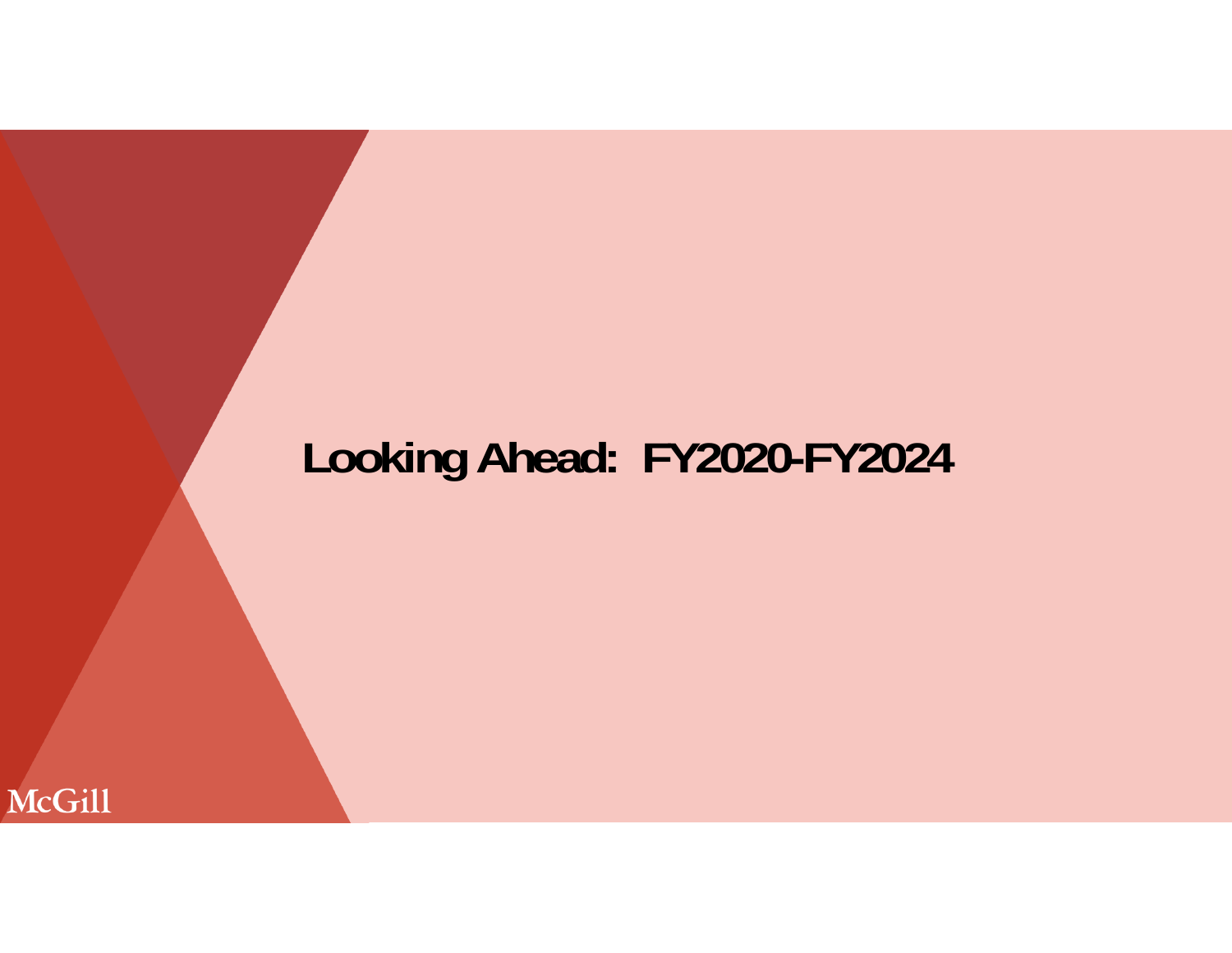# Looking Ahead: FY2020-FY2024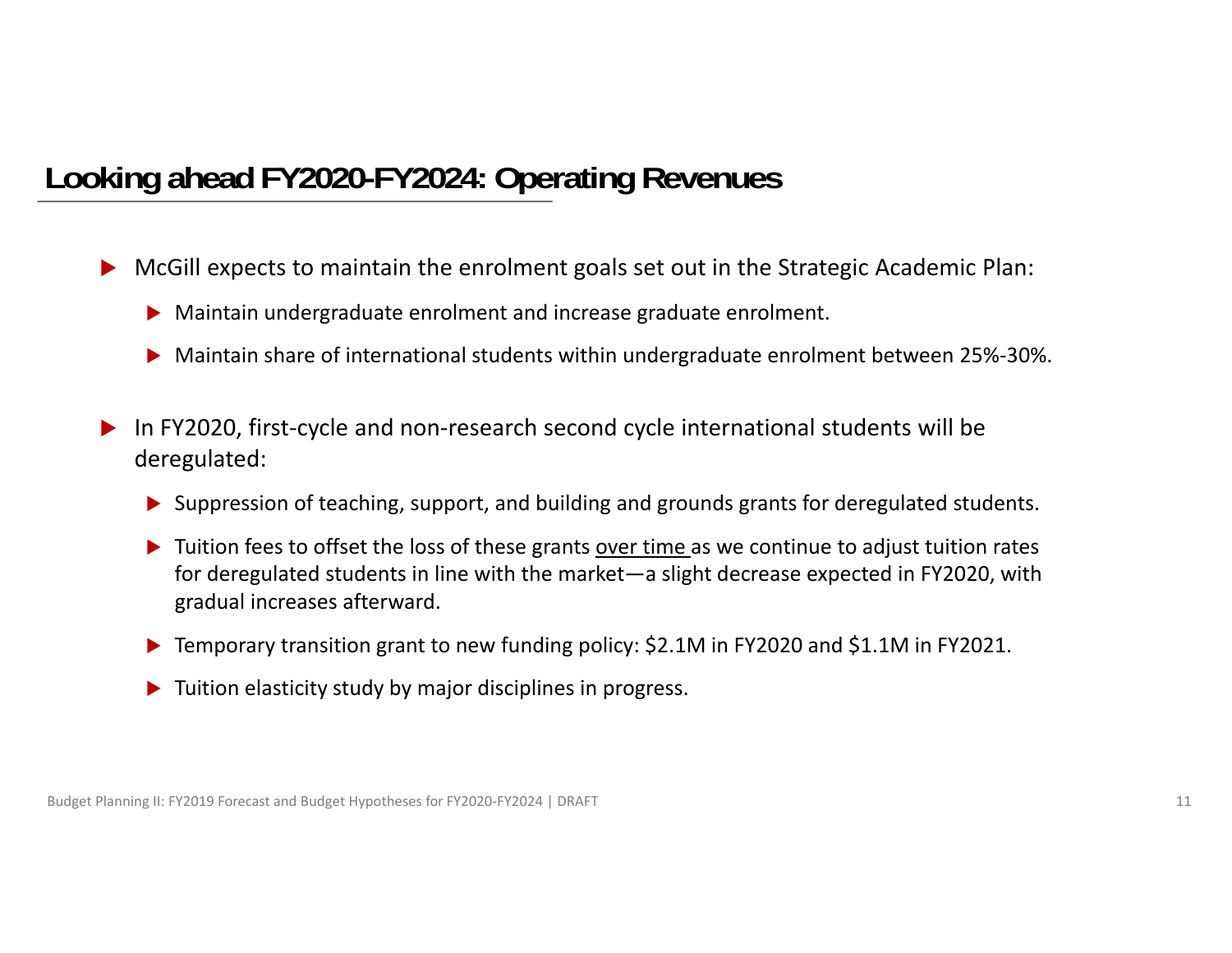## Looking ahead FY2020-FY2024: Operating Revenues

- McGill expects to maintain the enrolment goals set out in the Strategic Academic Plan:
  - Maintain undergraduate enrolment and increase graduate enrolment.
  - Maintain share of international students within undergraduate enrolment between 25%-30%.

- In FY2020, first-cycle and non-research second cycle international students will be deregulated:
  - Suppression of teaching, support, and building and grounds grants for deregulated students.
  - Tuition fees to offset the loss of these grants <u>over time</u> as we continue to adjust tuition rates for deregulated students in line with the market—a slight decrease expected in FY2020, with gradual increases afterward.
  - Temporary transition grant to new funding policy: $2.1M in FY2020 and $1.1M in FY2021.
  - Tuition elasticity study by major disciplines in progress.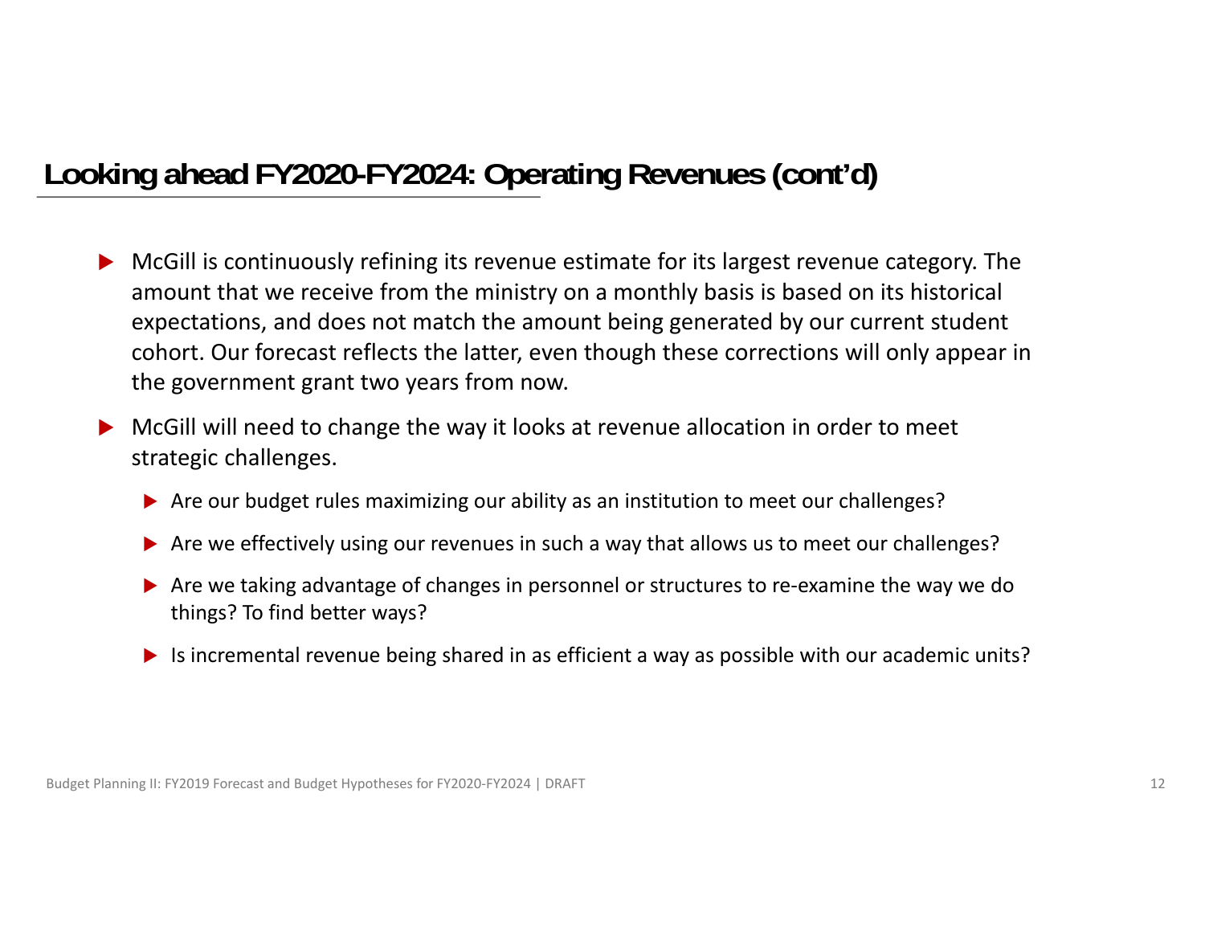## Looking ahead FY2020-FY2024: Operating Revenues (cont'd)

- McGill is continuously refining its revenue estimate for its largest revenue category. The amount that we receive from the ministry on a monthly basis is based on its historical expectations, and does not match the amount being generated by our current student cohort. Our forecast reflects the latter, even though these corrections will only appear in the government grant two years from now.
- McGill will need to change the way it looks at revenue allocation in order to meet strategic challenges.
  - Are our budget rules maximizing our ability as an institution to meet our challenges?
  - Are we effectively using our revenues in such a way that allows us to meet our challenges?
  - Are we taking advantage of changes in personnel or structures to re-examine the way we do things? To find better ways?
  - Is incremental revenue being shared in as efficient a way as possible with our academic units?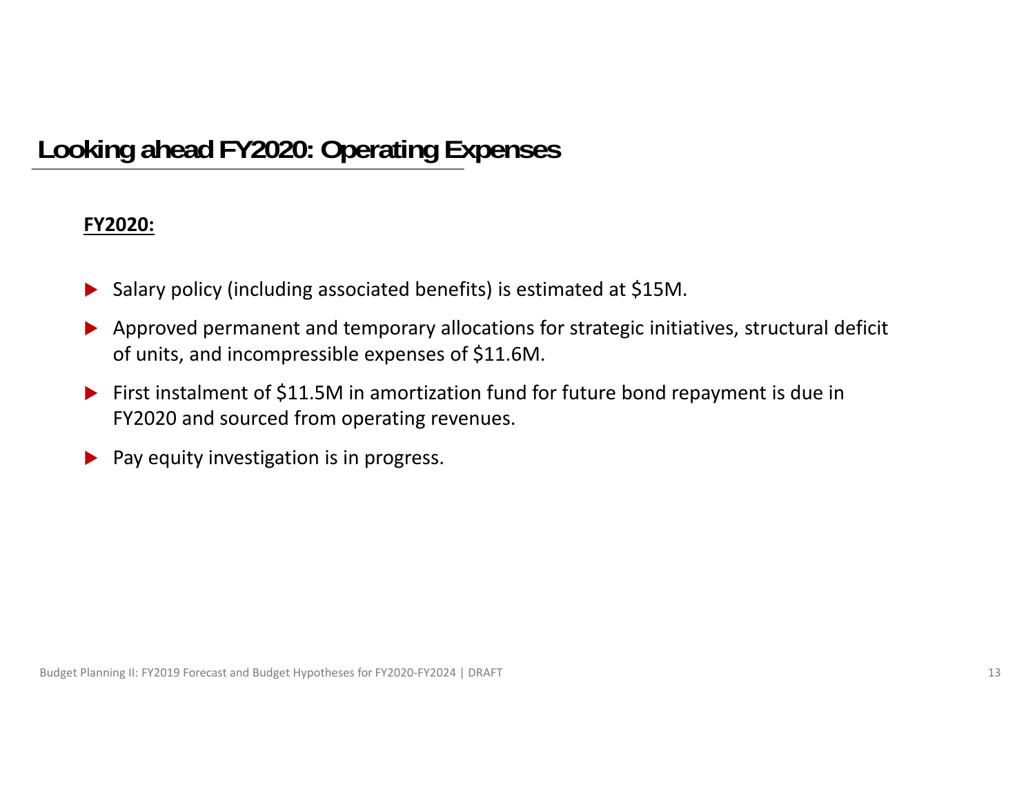# Looking ahead FY2020: Operating Expenses

**FY2020:**

- Salary policy (including associated benefits) is estimated at $15M.
- Approved permanent and temporary allocations for strategic initiatives, structural deficit of units, and incompressible expenses of $11.6M.
- First instalment of $11.5M in amortization fund for future bond repayment is due in FY2020 and sourced from operating revenues.
- Pay equity investigation is in progress.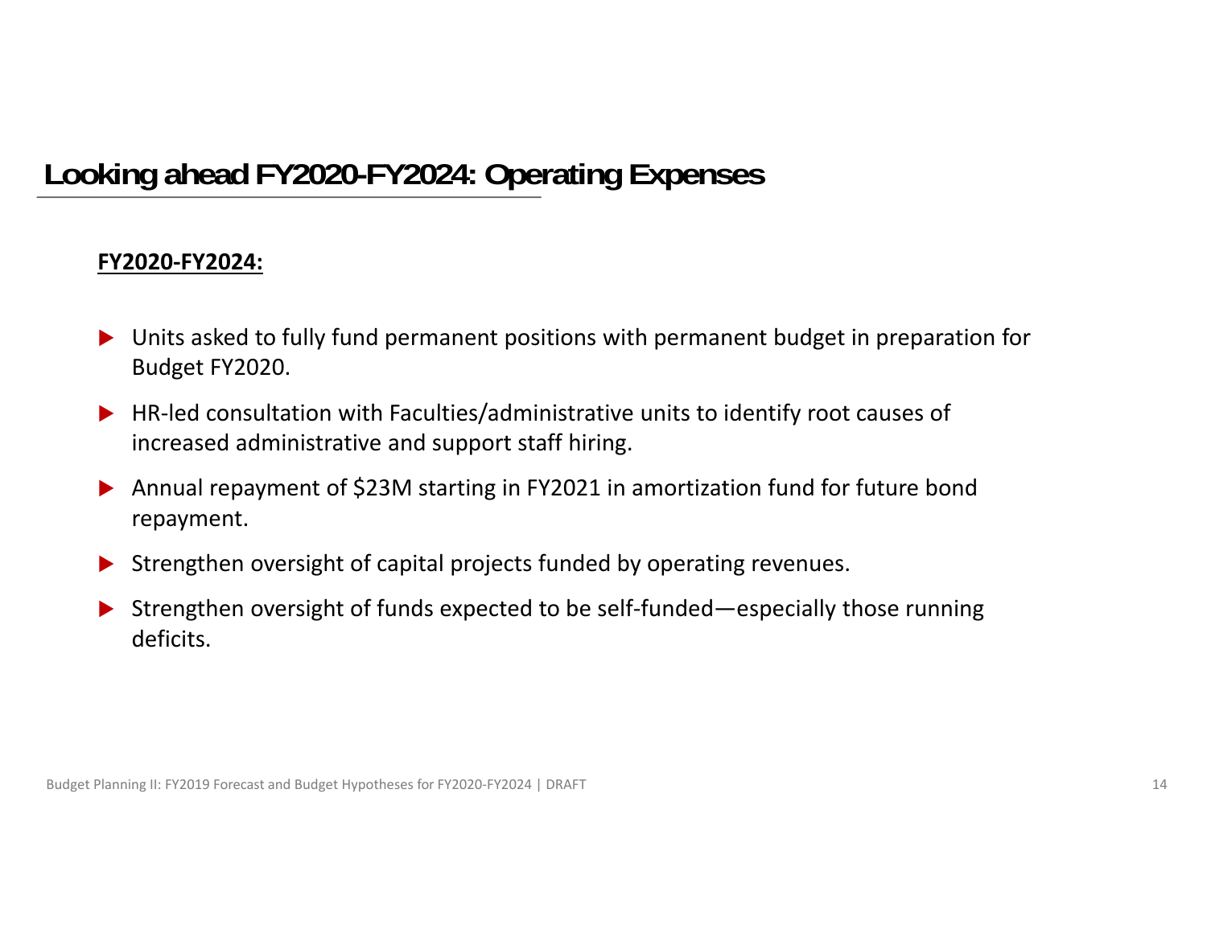# Looking ahead FY2020-FY2024: Operating Expenses

**FY2020-FY2024:**

- Units asked to fully fund permanent positions with permanent budget in preparation for Budget FY2020.
- HR-led consultation with Faculties/administrative units to identify root causes of increased administrative and support staff hiring.
- Annual repayment of $23M starting in FY2021 in amortization fund for future bond repayment.
- Strengthen oversight of capital projects funded by operating revenues.
- Strengthen oversight of funds expected to be self-funded—especially those running deficits.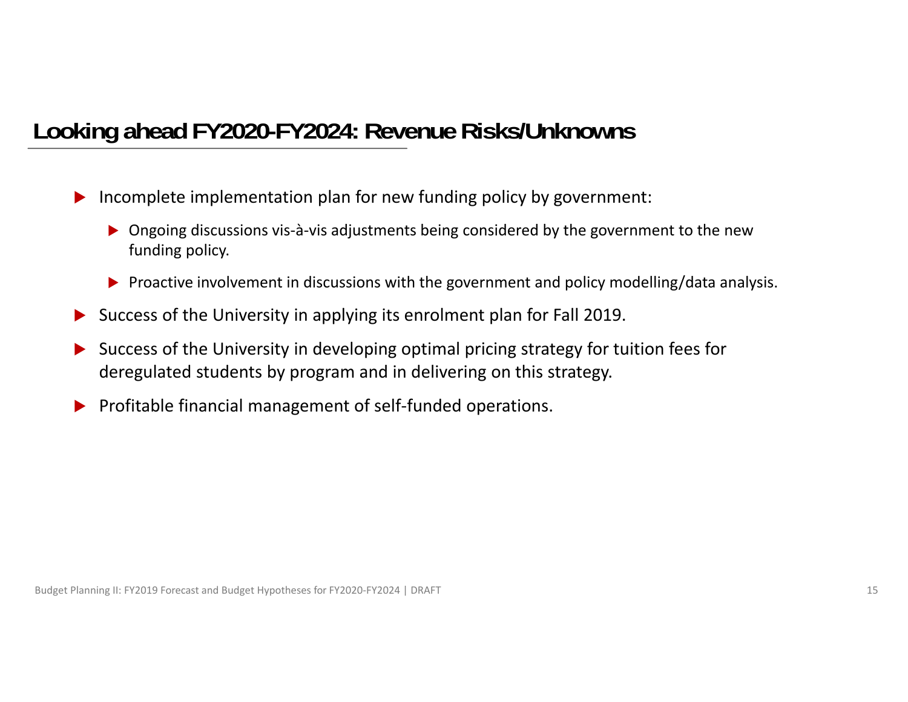## Looking ahead FY2020-FY2024: Revenue Risks/Unknowns

- Incomplete implementation plan for new funding policy by government:
  - Ongoing discussions vis-à-vis adjustments being considered by the government to the new funding policy.
  - Proactive involvement in discussions with the government and policy modelling/data analysis.
- Success of the University in applying its enrolment plan for Fall 2019.
- Success of the University in developing optimal pricing strategy for tuition fees for deregulated students by program and in delivering on this strategy.
- Profitable financial management of self-funded operations.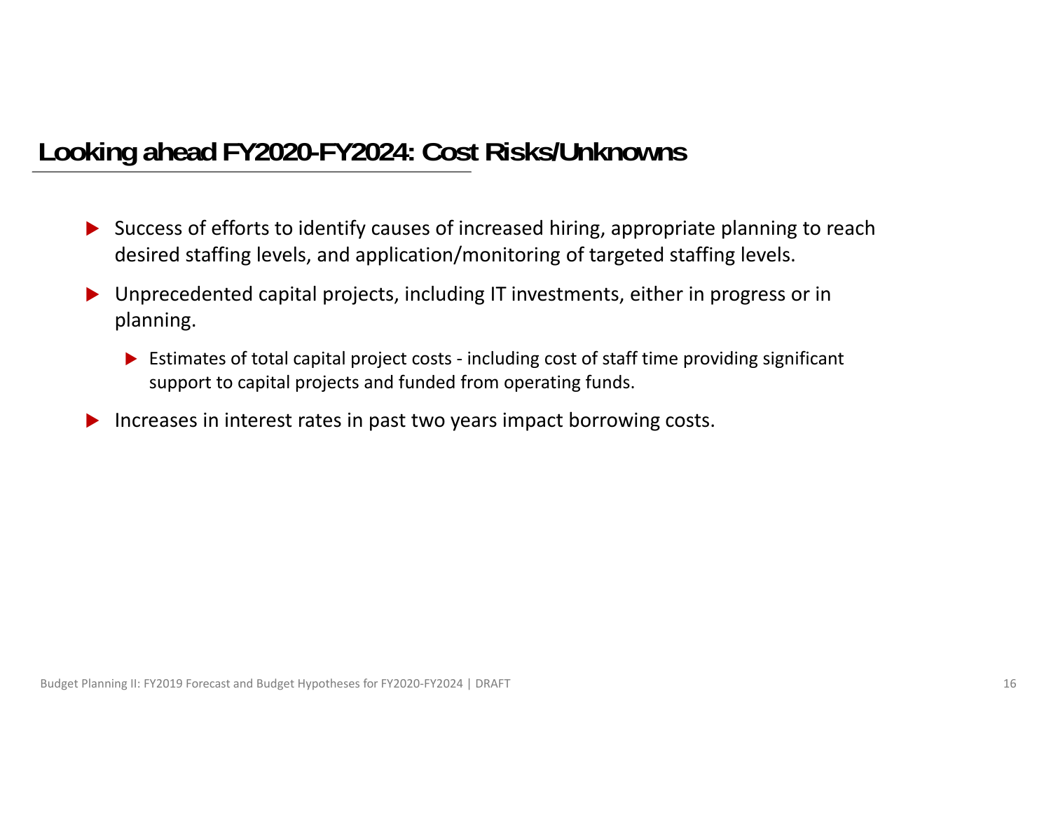## Looking ahead FY2020-FY2024: Cost Risks/Unknowns

- Success of efforts to identify causes of increased hiring, appropriate planning to reach desired staffing levels, and application/monitoring of targeted staffing levels.
- Unprecedented capital projects, including IT investments, either in progress or in planning.
  - Estimates of total capital project costs - including cost of staff time providing significant support to capital projects and funded from operating funds.
- Increases in interest rates in past two years impact borrowing costs.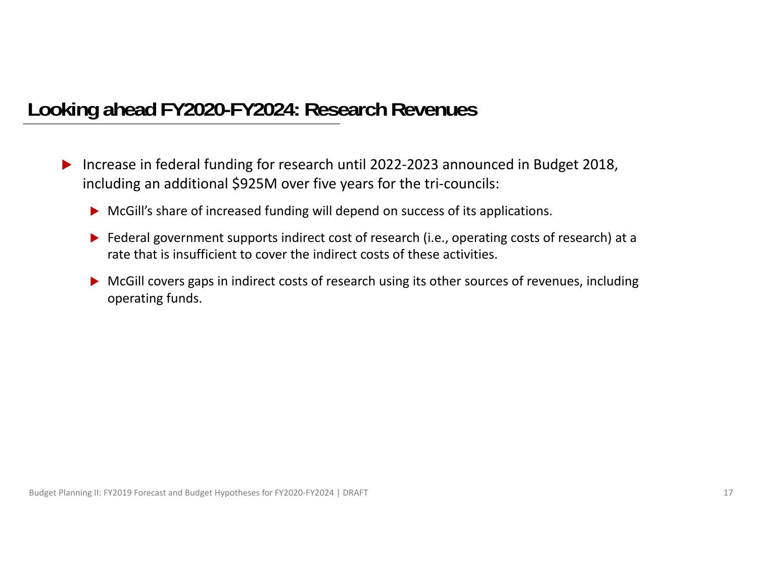## Looking ahead FY2020-FY2024: Research Revenues

- Increase in federal funding for research until 2022-2023 announced in Budget 2018, including an additional $925M over five years for the tri-councils:
  - McGill's share of increased funding will depend on success of its applications.
  - Federal government supports indirect cost of research (i.e., operating costs of research) at a rate that is insufficient to cover the indirect costs of these activities.
  - McGill covers gaps in indirect costs of research using its other sources of revenues, including operating funds.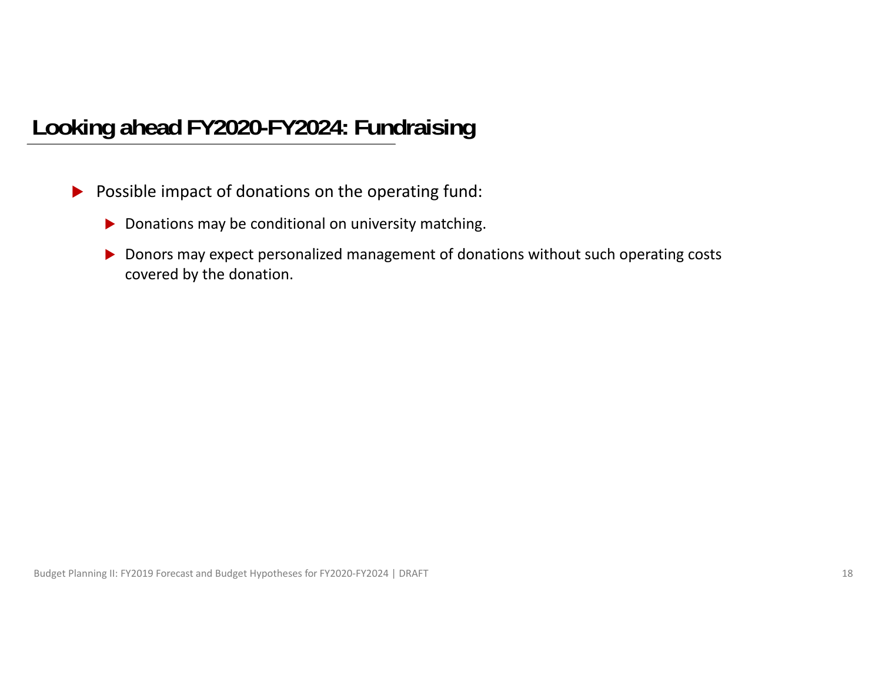## Looking ahead FY2020-FY2024: Fundraising

- Possible impact of donations on the operating fund:
  - Donations may be conditional on university matching.
  - Donors may expect personalized management of donations without such operating costs covered by the donation.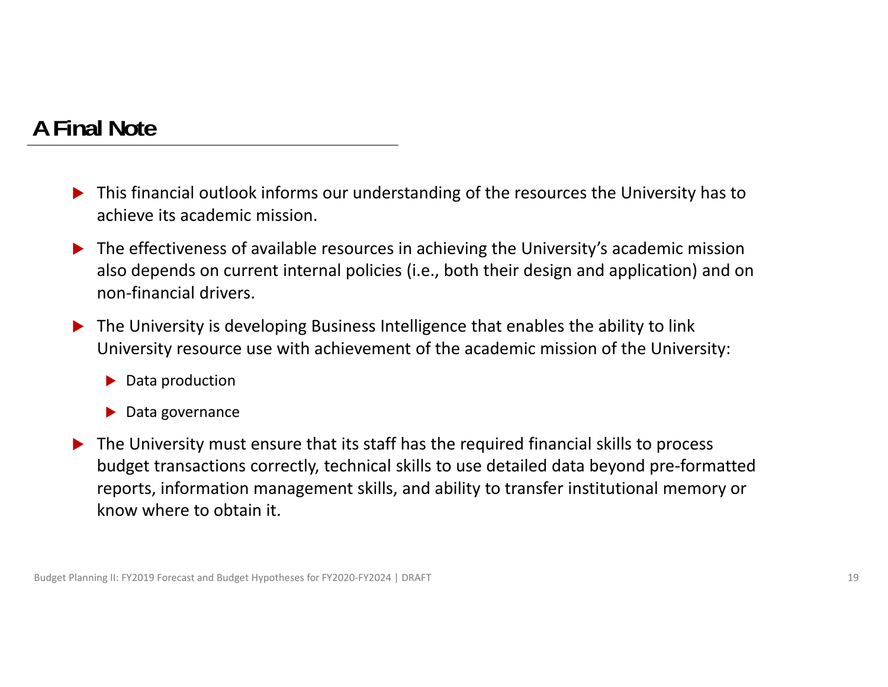## A Final Note

- This financial outlook informs our understanding of the resources the University has to achieve its academic mission.
- The effectiveness of available resources in achieving the University's academic mission also depends on current internal policies (i.e., both their design and application) and on non-financial drivers.
- The University is developing Business Intelligence that enables the ability to link University resource use with achievement of the academic mission of the University:
  - Data production
  - Data governance
- The University must ensure that its staff has the required financial skills to process budget transactions correctly, technical skills to use detailed data beyond pre-formatted reports, information management skills, and ability to transfer institutional memory or know where to obtain it.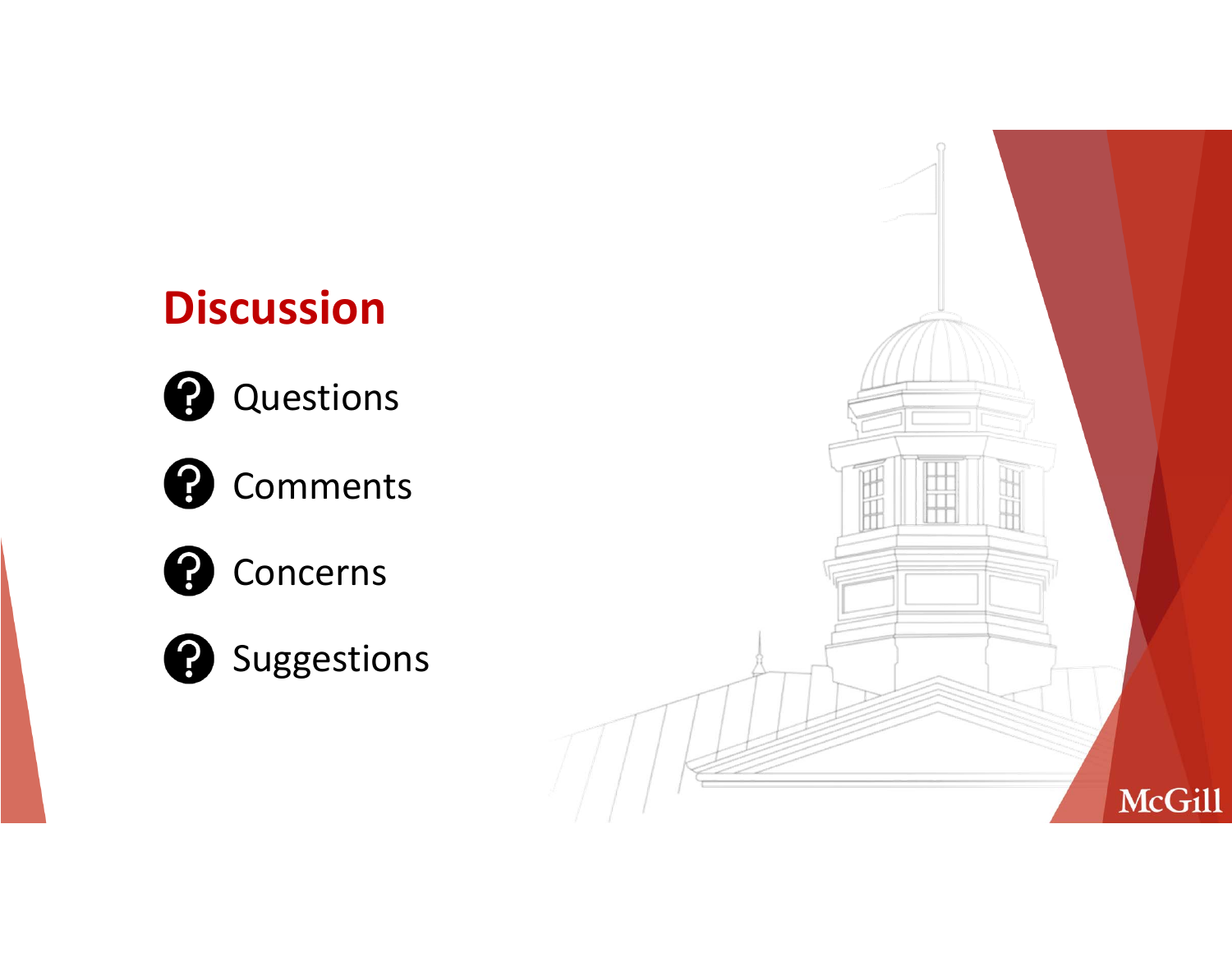## Discussion

- Questions
- Comments
- Concerns
- Suggestions